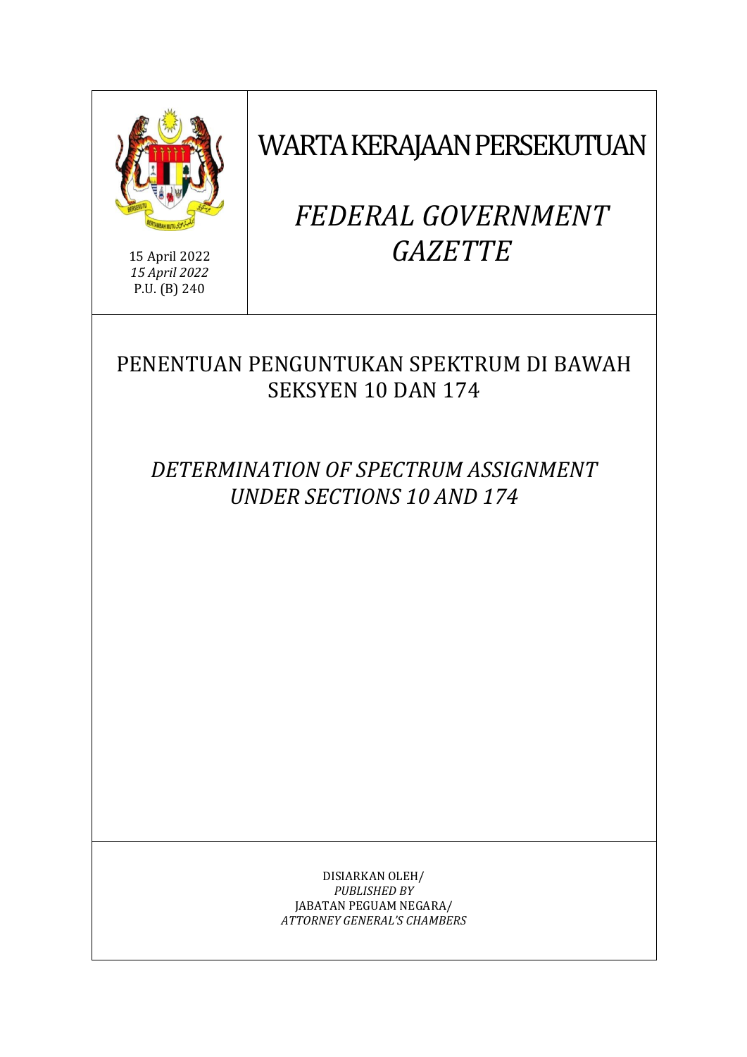15 April 2022
*15 April 2022*
P.U. (B) 240

# WARTA KERAJAAN PERSEKUTUAN

# *FEDERAL GOVERNMENT GAZETTE*

## PENENTUAN PENGUNTUKAN SPEKTRUM DI BAWAH SEKSYEN 10 DAN 174

## *DETERMINATION OF SPECTRUM ASSIGNMENT UNDER SECTIONS 10 AND 174*

DISIARKAN OLEH/
*PUBLISHED BY*
JABATAN PEGUAM NEGARA/
*ATTORNEY GENERAL'S CHAMBERS*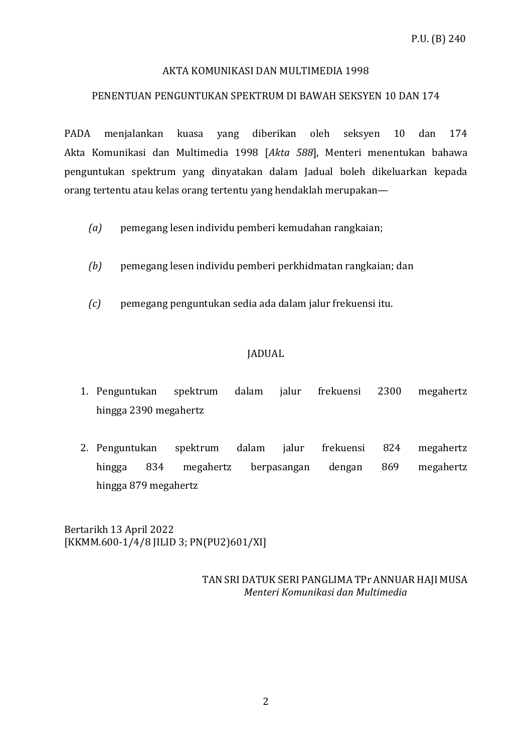P.U. (B) 240

AKTA KOMUNIKASI DAN MULTIMEDIA 1998

PENENTUAN PENGUNTUKAN SPEKTRUM DI BAWAH SEKSYEN 10 DAN 174

PADA menjalankan kuasa yang diberikan oleh seksyen 10 dan 174 Akta Komunikasi dan Multimedia 1998 [*Akta 588*], Menteri menentukan bahawa penguntukan spektrum yang dinyatakan dalam Jadual boleh dikeluarkan kepada orang tertentu atau kelas orang tertentu yang hendaklah merupakan—

*(a)* pemegang lesen individu pemberi kemudahan rangkaian;

*(b)* pemegang lesen individu pemberi perkhidmatan rangkaian; dan

*(c)* pemegang penguntukan sedia ada dalam jalur frekuensi itu.

JADUAL

1. Penguntukan spektrum dalam jalur frekuensi 2300 megahertz hingga 2390 megahertz

2. Penguntukan spektrum dalam jalur frekuensi 824 megahertz hingga 834 megahertz berpasangan dengan 869 megahertz hingga 879 megahertz

Bertarikh 13 April 2022
[KKMM.600-1/4/8 JILID 3; PN(PU2)601/XI]

TAN SRI DATUK SERI PANGLIMA TPr ANNUAR HAJI MUSA
*Menteri Komunikasi dan Multimedia*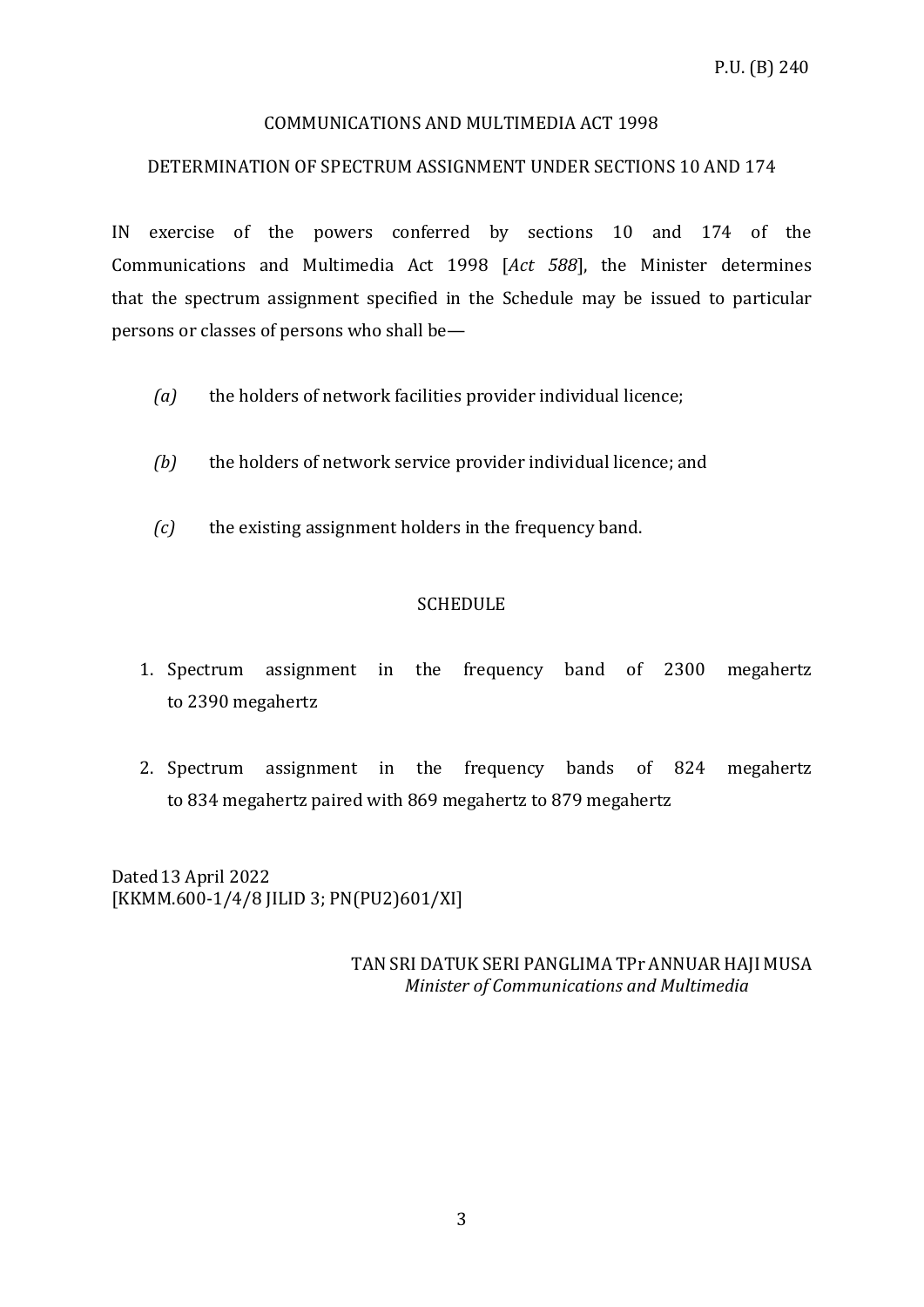P.U. (B) 240

COMMUNICATIONS AND MULTIMEDIA ACT 1998

DETERMINATION OF SPECTRUM ASSIGNMENT UNDER SECTIONS 10 AND 174

IN exercise of the powers conferred by sections 10 and 174 of the Communications and Multimedia Act 1998 [*Act 588*], the Minister determines that the spectrum assignment specified in the Schedule may be issued to particular persons or classes of persons who shall be—

*(a)* the holders of network facilities provider individual licence;

*(b)* the holders of network service provider individual licence; and

*(c)* the existing assignment holders in the frequency band.

SCHEDULE

1. Spectrum assignment in the frequency band of 2300 megahertz to 2390 megahertz

2. Spectrum assignment in the frequency bands of 824 megahertz to 834 megahertz paired with 869 megahertz to 879 megahertz

Dated 13 April 2022
[KKMM.600-1/4/8 JILID 3; PN(PU2)601/XI]

TAN SRI DATUK SERI PANGLIMA TPr ANNUAR HAJI MUSA
*Minister of Communications and Multimedia*